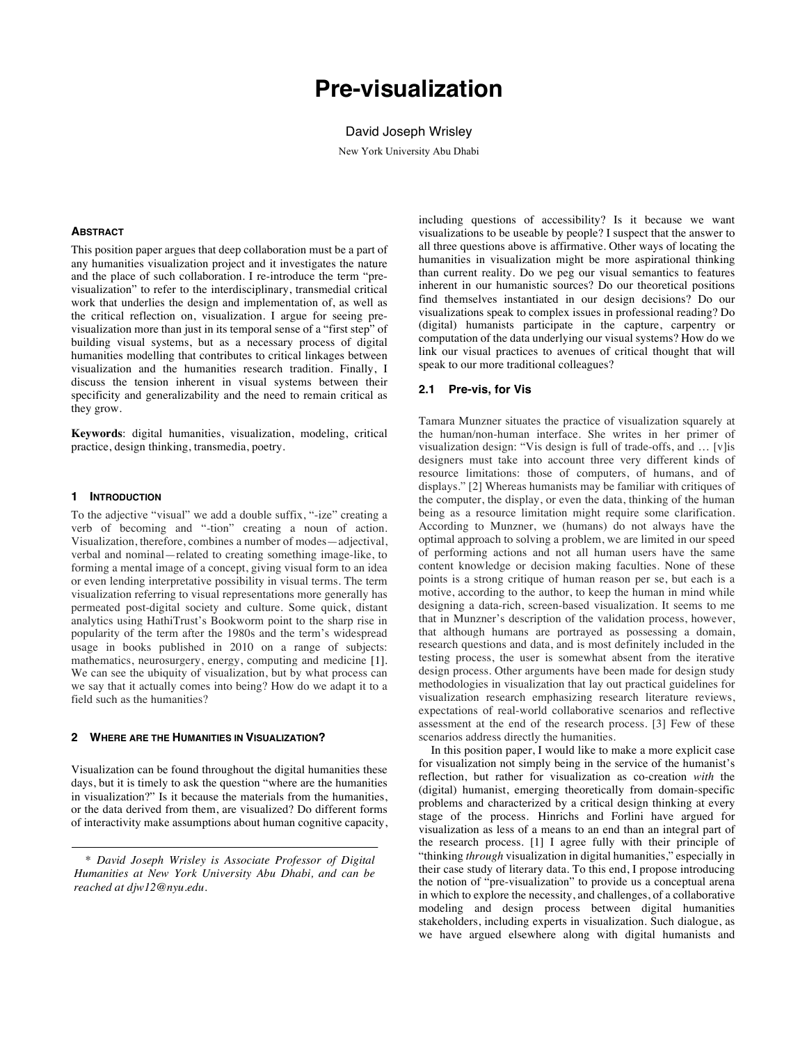# Pre-visualization

David Joseph Wrisley

New York University Abu Dhabi

### Abstract

This position paper argues that deep collaboration must be a part of any humanities visualization project and it investigates the nature and the place of such collaboration. I re-introduce the term "pre-visualization" to refer to the interdisciplinary, transmedial critical work that underlies the design and implementation of, as well as the critical reflection on, visualization. I argue for seeing pre-visualization more than just in its temporal sense of a "first step" of building visual systems, but as a necessary process of digital humanities modelling that contributes to critical linkages between visualization and the humanities research tradition. Finally, I discuss the tension inherent in visual systems between their specificity and generalizability and the need to remain critical as they grow.

**Keywords**: digital humanities, visualization, modeling, critical practice, design thinking, transmedia, poetry.

## 1 Introduction

To the adjective "visual" we add a double suffix, "-ize" creating a verb of becoming and "-tion" creating a noun of action. Visualization, therefore, combines a number of modes—adjectival, verbal and nominal—related to creating something image-like, to forming a mental image of a concept, giving visual form to an idea or even lending interpretative possibility in visual terms. The term visualization referring to visual representations more generally has permeated post-digital society and culture. Some quick, distant analytics using HathiTrust's Bookworm point to the sharp rise in popularity of the term after the 1980s and the term's widespread usage in books published in 2010 on a range of subjects: mathematics, neurosurgery, energy, computing and medicine [1]. We can see the ubiquity of visualization, but by what process can we say that it actually comes into being? How do we adapt it to a field such as the humanities?

## 2 Where are the Humanities in Visualization?

Visualization can be found throughout the digital humanities these days, but it is timely to ask the question "where are the humanities in visualization?" Is it because the materials from the humanities, or the data derived from them, are visualized? Do different forms of interactivity make assumptions about human cognitive capacity, including questions of accessibility? Is it because we want visualizations to be useable by people? I suspect that the answer to all three questions above is affirmative. Other ways of locating the humanities in visualization might be more aspirational thinking than current reality. Do we peg our visual semantics to features inherent in our humanistic sources? Do our theoretical positions find themselves instantiated in our design decisions? Do our visualizations speak to complex issues in professional reading? Do (digital) humanists participate in the capture, carpentry or computation of the data underlying our visual systems? How do we link our visual practices to avenues of critical thought that will speak to our more traditional colleagues?

### 2.1 Pre-vis, for Vis

Tamara Munzner situates the practice of visualization squarely at the human/non-human interface. She writes in her primer of visualization design: "Vis design is full of trade-offs, and … [v]is designers must take into account three very different kinds of resource limitations: those of computers, of humans, and of displays." [2] Whereas humanists may be familiar with critiques of the computer, the display, or even the data, thinking of the human being as a resource limitation might require some clarification. According to Munzner, we (humans) do not always have the optimal approach to solving a problem, we are limited in our speed of performing actions and not all human users have the same content knowledge or decision making faculties. None of these points is a strong critique of human reason per se, but each is a motive, according to the author, to keep the human in mind while designing a data-rich, screen-based visualization. It seems to me that in Munzner's description of the validation process, however, that although humans are portrayed as possessing a domain, research questions and data, and is most definitely included in the testing process, the user is somewhat absent from the iterative design process. Other arguments have been made for design study methodologies in visualization that lay out practical guidelines for visualization research emphasizing research literature reviews, expectations of real-world collaborative scenarios and reflective assessment at the end of the research process. [3] Few of these scenarios address directly the humanities.

In this position paper, I would like to make a more explicit case for visualization not simply being in the service of the humanist's reflection, but rather for visualization as co-creation *with* the (digital) humanist, emerging theoretically from domain-specific problems and characterized by a critical design thinking at every stage of the process. Hinrichs and Forlini have argued for visualization as less of a means to an end than an integral part of the research process. [1] I agree fully with their principle of "thinking *through* visualization in digital humanities," especially in their case study of literary data. To this end, I propose introducing the notion of "pre-visualization" to provide us a conceptual arena in which to explore the necessity, and challenges, of a collaborative modeling and design process between digital humanities stakeholders, including experts in visualization. Such dialogue, as we have argued elsewhere along with digital humanists and

\* *David Joseph Wrisley is Associate Professor of Digital Humanities at New York University Abu Dhabi, and can be reached at djw12@nyu.edu.*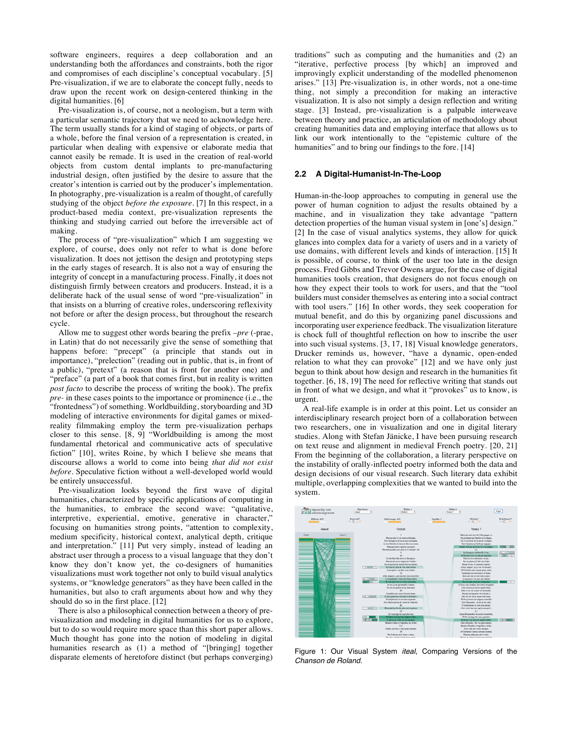software engineers, requires a deep collaboration and an understanding both the affordances and constraints, both the rigor and compromises of each discipline's conceptual vocabulary. [5] Pre-visualization, if we are to elaborate the concept fully, needs to draw upon the recent work on design-centered thinking in the digital humanities. [6]

Pre-visualization is, of course, not a neologism, but a term with a particular semantic trajectory that we need to acknowledge here. The term usually stands for a kind of staging of objects, or parts of a whole, before the final version of a representation is created, in particular when dealing with expensive or elaborate media that cannot easily be remade. It is used in the creation of real-world objects from custom dental implants to pre-manufacturing industrial design, often justified by the desire to assure that the creator's intention is carried out by the producer's implementation. In photography, pre-visualization is a realm of thought, of carefully studying of the object *before the exposure*. [7] In this respect, in a product-based media context, pre-visualization represents the thinking and studying carried out before the irreversible act of making.

The process of "pre-visualization" which I am suggesting we explore, of course, does only not refer to what is done before visualization. It does not jettison the design and prototyping steps in the early stages of research. It is also not a way of ensuring the integrity of concept in a manufacturing process. Finally, it does not distinguish firmly between creators and producers. Instead, it is a deliberate hack of the usual sense of word "pre-visualization" in that insists on a blurring of creative roles, underscoring reflexivity not before or after the design process, but throughout the research cycle.

Allow me to suggest other words bearing the prefix *–pre* (-prae, in Latin) that do not necessarily give the sense of something that happens before: "precept" (a principle that stands out in importance), "prelection" (reading out in public, that is, in front of a public), "pretext" (a reason that is front for another one) and "preface" (a part of a book that comes first, but in reality is written *post facto* to describe the process of writing the book). The prefix *pre-* in these cases points to the importance or prominence (i.e., the "frontedness") of something. Worldbuilding, storyboarding and 3D modeling of interactive environments for digital games or mixed-reality filmmaking employ the term pre-visualization perhaps closer to this sense. [8, 9] "Worldbuilding is among the most fundamental rhetorical and communicative acts of speculative fiction" [10], writes Roine, by which I believe she means that discourse allows a world to come into being *that did not exist before*. Speculative fiction without a well-developed world would be entirely unsuccessful.

Pre-visualization looks beyond the first wave of digital humanities, characterized by specific applications of computing in the humanities, to embrace the second wave: "qualitative, interpretive, experiential, emotive, generative in character," focusing on humanities strong points, "attention to complexity, medium specificity, historical context, analytical depth, critique and interpretation." [11] Put very simply, instead of leading an abstract user through a process to a visual language that they don't know they don't know yet, the co-designers of humanities visualizations must work together not only to build visual analytics systems, or "knowledge generators" as they have been called in the humanities, but also to craft arguments about how and why they should do so in the first place. [12]

There is also a philosophical connection between a theory of pre-visualization and modeling in digital humanities for us to explore, but to do so would require more space than this short paper allows. Much thought has gone into the notion of modeling in digital humanities research as (1) a method of "[bringing] together disparate elements of heretofore distinct (but perhaps converging) traditions" such as computing and the humanities and (2) an "iterative, perfective process [by which] an improved and improvingly explicit understanding of the modelled phenomenon arises." [13] Pre-visualization is, in other words, not a one-time thing, not simply a precondition for making an interactive visualization. It is also not simply a design reflection and writing stage. [3] Instead, pre-visualization is a palpable interweave between theory and practice, an articulation of methodology about creating humanities data and employing interface that allows us to link our work intentionally to the "epistemic culture of the humanities" and to bring our findings to the fore. [14]

## 2.2 A Digital-Humanist-In-The-Loop

Human-in-the-loop approaches to computing in general use the power of human cognition to adjust the results obtained by a machine, and in visualization they take advantage "pattern detection properties of the human visual system in [one's] design." [2] In the case of visual analytics systems, they allow for quick glances into complex data for a variety of users and in a variety of use domains, with different levels and kinds of interaction. [15] It is possible, of course, to think of the user too late in the design process. Fred Gibbs and Trevor Owens argue, for the case of digital humanities tools creation, that designers do not focus enough on how they expect their tools to work for users, and that the "tool builders must consider themselves as entering into a social contract with tool users." [16] In other words, they seek cooperation for mutual benefit, and do this by organizing panel discussions and incorporating user experience feedback. The visualization literature is chock full of thoughtful reflection on how to inscribe the user into such visual systems. [3, 17, 18] Visual knowledge generators, Drucker reminds us, however, "have a dynamic, open-ended relation to what they can provoke" [12] and we have only just begun to think about how design and research in the humanities fit together. [6, 18, 19] The need for reflective writing that stands out in front of what we design, and what it "provokes" us to know, is urgent.

A real-life example is in order at this point. Let us consider an interdisciplinary research project born of a collaboration between two researchers, one in visualization and one in digital literary studies. Along with Stefan Jänicke, I have been pursuing research on text reuse and alignment in medieval French poetry. [20, 21] From the beginning of the collaboration, a literary perspective on the instability of orally-inflected poetry informed both the data and design decisions of our visual research. Such literary data exhibit multiple, overlapping complexities that we wanted to build into the system.

Figure 1: Our Visual System *iteal*, Comparing Versions of the *Chanson de Roland*.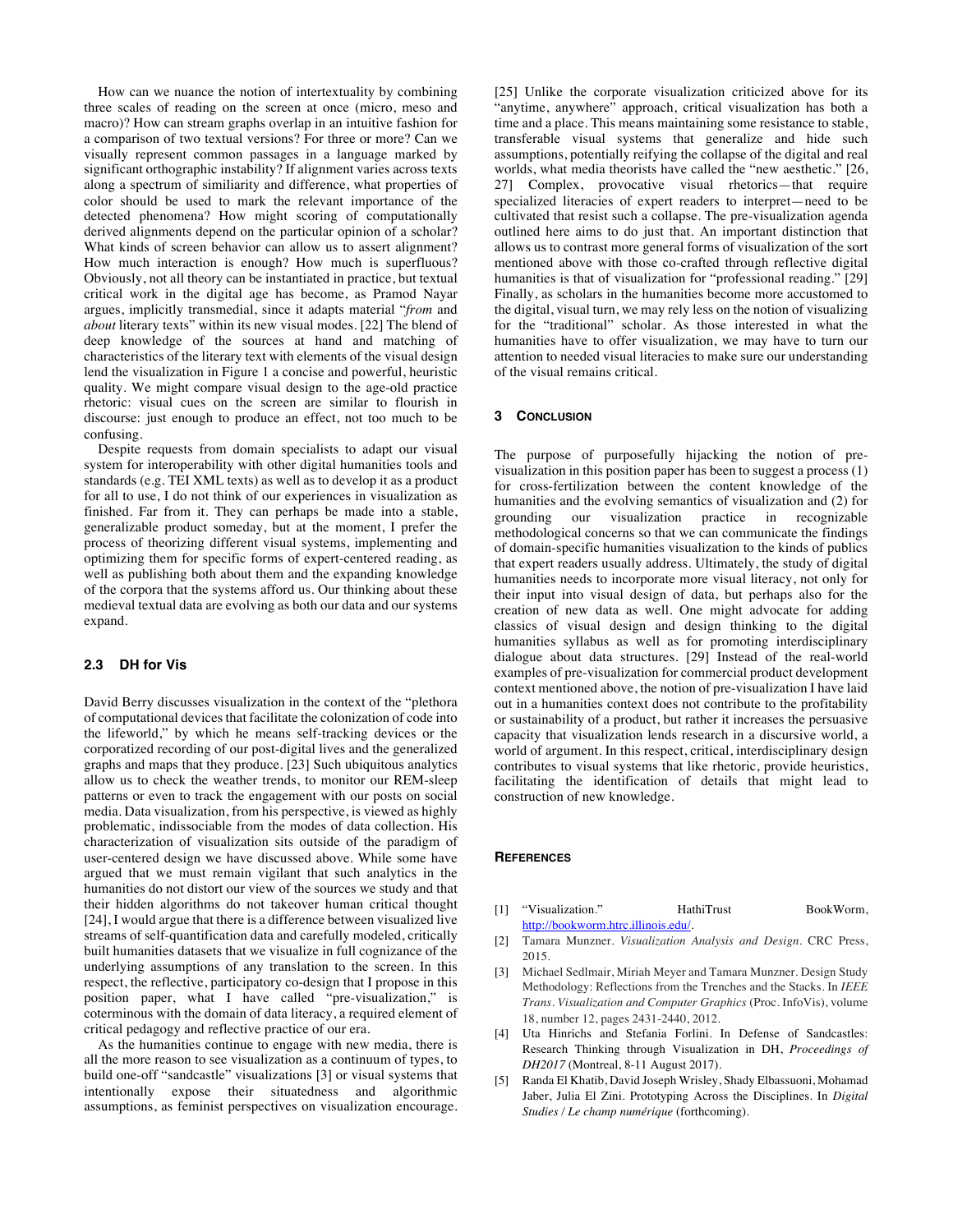How can we nuance the notion of intertextuality by combining three scales of reading on the screen at once (micro, meso and macro)? How can stream graphs overlap in an intuitive fashion for a comparison of two textual versions? For three or more? Can we visually represent common passages in a language marked by significant orthographic instability? If alignment varies across texts along a spectrum of similiarity and difference, what properties of color should be used to mark the relevant importance of the detected phenomena? How might scoring of computationally derived alignments depend on the particular opinion of a scholar? What kinds of screen behavior can allow us to assert alignment? How much interaction is enough? How much is superfluous? Obviously, not all theory can be instantiated in practice, but textual critical work in the digital age has become, as Pramod Nayar argues, implicitly transmedial, since it adapts material "*from* and *about* literary texts" within its new visual modes. [22] The blend of deep knowledge of the sources at hand and matching of characteristics of the literary text with elements of the visual design lend the visualization in Figure 1 a concise and powerful, heuristic quality. We might compare visual design to the age-old practice rhetoric: visual cues on the screen are similar to flourish in discourse: just enough to produce an effect, not too much to be confusing.

Despite requests from domain specialists to adapt our visual system for interoperability with other digital humanities tools and standards (e.g. TEI XML texts) as well as to develop it as a product for all to use, I do not think of our experiences in visualization as finished. Far from it. They can perhaps be made into a stable, generalizable product someday, but at the moment, I prefer the process of theorizing different visual systems, implementing and optimizing them for specific forms of expert-centered reading, as well as publishing both about them and the expanding knowledge of the corpora that the systems afford us. Our thinking about these medieval textual data are evolving as both our data and our systems expand.

### 2.3 DH for Vis

David Berry discusses visualization in the context of the "plethora of computational devices that facilitate the colonization of code into the lifeworld," by which he means self-tracking devices or the corporatized recording of our post-digital lives and the generalized graphs and maps that they produce. [23] Such ubiquitous analytics allow us to check the weather trends, to monitor our REM-sleep patterns or even to track the engagement with our posts on social media. Data visualization, from his perspective, is viewed as highly problematic, indissociable from the modes of data collection. His characterization of visualization sits outside of the paradigm of user-centered design we have discussed above. While some have argued that we must remain vigilant that such analytics in the humanities do not distort our view of the sources we study and that their hidden algorithms do not takeover human critical thought [24], I would argue that there is a difference between visualized live streams of self-quantification data and carefully modeled, critically built humanities datasets that we visualize in full cognizance of the underlying assumptions of any translation to the screen. In this respect, the reflective, participatory co-design that I propose in this position paper, what I have called "pre-visualization," is coterminous with the domain of data literacy, a required element of critical pedagogy and reflective practice of our era.

As the humanities continue to engage with new media, there is all the more reason to see visualization as a continuum of types, to build one-off "sandcastle" visualizations [3] or visual systems that intentionally expose their situatedness and algorithmic assumptions, as feminist perspectives on visualization encourage. [25] Unlike the corporate visualization criticized above for its "anytime, anywhere" approach, critical visualization has both a time and a place. This means maintaining some resistance to stable, transferable visual systems that generalize and hide such assumptions, potentially reifying the collapse of the digital and real worlds, what media theorists have called the "new aesthetic." [26, 27] Complex, provocative visual rhetorics—that require specialized literacies of expert readers to interpret—need to be cultivated that resist such a collapse. The pre-visualization agenda outlined here aims to do just that. An important distinction that allows us to contrast more general forms of visualization of the sort mentioned above with those co-crafted through reflective digital humanities is that of visualization for "professional reading." [29] Finally, as scholars in the humanities become more accustomed to the digital, visual turn, we may rely less on the notion of visualizing for the "traditional" scholar. As those interested in what the humanities have to offer visualization, we may have to turn our attention to needed visual literacies to make sure our understanding of the visual remains critical.

## 3 Conclusion

The purpose of purposefully hijacking the notion of pre-visualization in this position paper has been to suggest a process (1) for cross-fertilization between the content knowledge of the humanities and the evolving semantics of visualization and (2) for grounding our visualization practice in recognizable methodological concerns so that we can communicate the findings of domain-specific humanities visualization to the kinds of publics that expert readers usually address. Ultimately, the study of digital humanities needs to incorporate more visual literacy, not only for their input into visual design of data, but perhaps also for the creation of new data as well. One might advocate for adding classics of visual design and design thinking to the digital humanities syllabus as well as for promoting interdisciplinary dialogue about data structures. [29] Instead of the real-world examples of pre-visualization for commercial product development context mentioned above, the notion of pre-visualization I have laid out in a humanities context does not contribute to the profitability or sustainability of a product, but rather it increases the persuasive capacity that visualization lends research in a discursive world, a world of argument. In this respect, critical, interdisciplinary design contributes to visual systems that like rhetoric, provide heuristics, facilitating the identification of details that might lead to construction of new knowledge.

## References

[1] "Visualization." HathiTrust BookWorm, http://bookworm.htrc.illinois.edu/.

[2] Tamara Munzner. *Visualization Analysis and Design*. CRC Press, 2015.

[3] Michael Sedlmair, Miriah Meyer and Tamara Munzner. Design Study Methodology: Reflections from the Trenches and the Stacks. In *IEEE Trans. Visualization and Computer Graphics* (Proc. InfoVis), volume 18, number 12, pages 2431-2440, 2012.

[4] Uta Hinrichs and Stefania Forlini. In Defense of Sandcastles: Research Thinking through Visualization in DH, *Proceedings of DH2017* (Montreal, 8-11 August 2017).

[5] Randa El Khatib, David Joseph Wrisley, Shady Elbassuoni, Mohamad Jaber, Julia El Zini. Prototyping Across the Disciplines. In *Digital Studies / Le champ numérique* (forthcoming).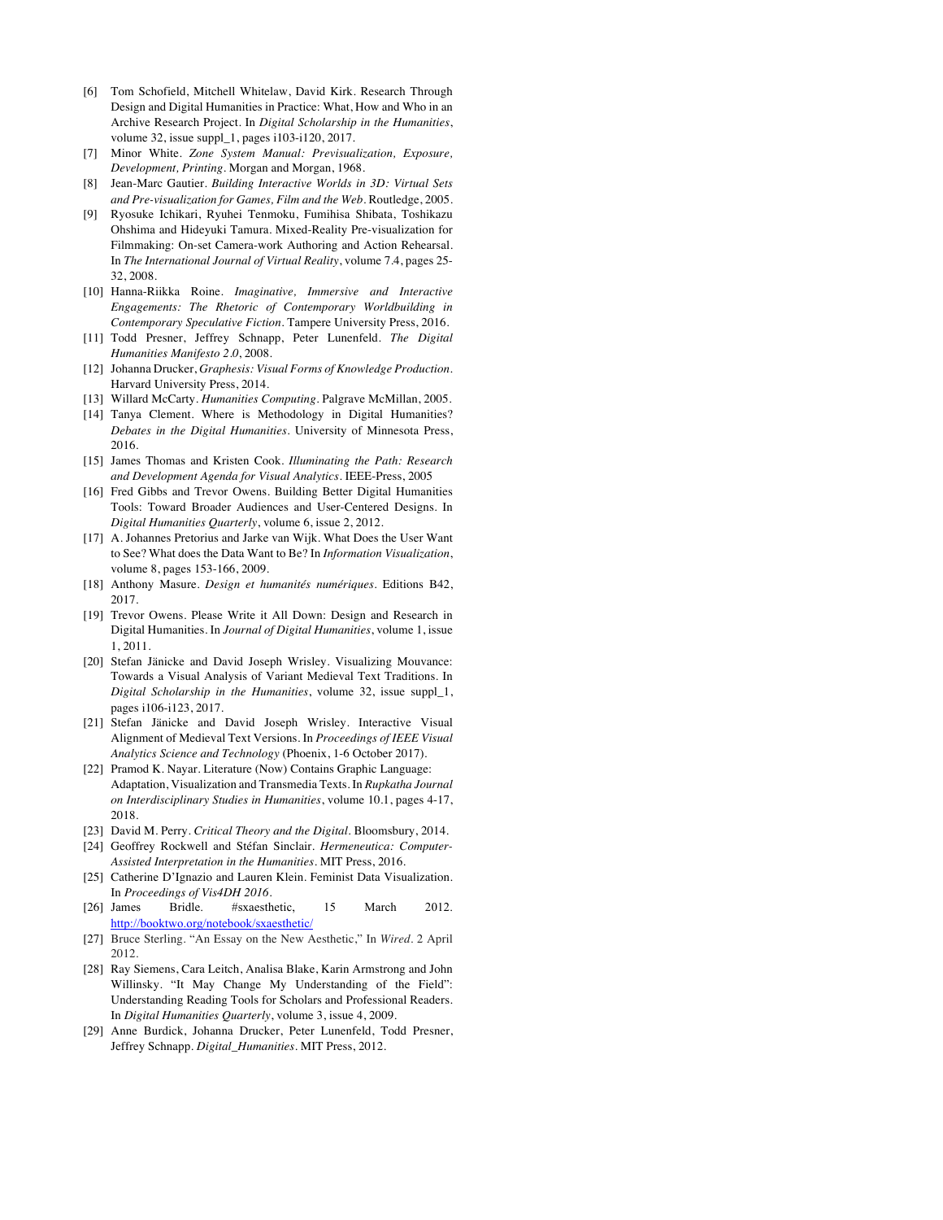[6] Tom Schofield, Mitchell Whitelaw, David Kirk. Research Through Design and Digital Humanities in Practice: What, How and Who in an Archive Research Project. In *Digital Scholarship in the Humanities*, volume 32, issue suppl_1, pages i103-i120, 2017.

[7] Minor White. *Zone System Manual: Previsualization, Exposure, Development, Printing*. Morgan and Morgan, 1968.

[8] Jean-Marc Gautier. *Building Interactive Worlds in 3D: Virtual Sets and Pre-visualization for Games, Film and the Web*. Routledge, 2005.

[9] Ryosuke Ichikari, Ryuhei Tenmoku, Fumihisa Shibata, Toshikazu Ohshima and Hideyuki Tamura. Mixed-Reality Pre-visualization for Filmmaking: On-set Camera-work Authoring and Action Rehearsal. In *The International Journal of Virtual Reality*, volume 7.4, pages 25-32, 2008.

[10] Hanna-Riikka Roine. *Imaginative, Immersive and Interactive Engagements: The Rhetoric of Contemporary Worldbuilding in Contemporary Speculative Fiction*. Tampere University Press, 2016.

[11] Todd Presner, Jeffrey Schnapp, Peter Lunenfeld. *The Digital Humanities Manifesto 2.0*, 2008.

[12] Johanna Drucker, *Graphesis: Visual Forms of Knowledge Production*. Harvard University Press, 2014.

[13] Willard McCarty. *Humanities Computing*. Palgrave McMillan, 2005.

[14] Tanya Clement. Where is Methodology in Digital Humanities? *Debates in the Digital Humanities*. University of Minnesota Press, 2016.

[15] James Thomas and Kristen Cook. *Illuminating the Path: Research and Development Agenda for Visual Analytics*. IEEE-Press, 2005

[16] Fred Gibbs and Trevor Owens. Building Better Digital Humanities Tools: Toward Broader Audiences and User-Centered Designs. In *Digital Humanities Quarterly*, volume 6, issue 2, 2012.

[17] A. Johannes Pretorius and Jarke van Wijk. What Does the User Want to See? What does the Data Want to Be? In *Information Visualization*, volume 8, pages 153-166, 2009.

[18] Anthony Masure. *Design et humanités numériques*. Editions B42, 2017.

[19] Trevor Owens. Please Write it All Down: Design and Research in Digital Humanities. In *Journal of Digital Humanities*, volume 1, issue 1, 2011.

[20] Stefan Jänicke and David Joseph Wrisley. Visualizing Mouvance: Towards a Visual Analysis of Variant Medieval Text Traditions. In *Digital Scholarship in the Humanities*, volume 32, issue suppl_1, pages i106-i123, 2017.

[21] Stefan Jänicke and David Joseph Wrisley. Interactive Visual Alignment of Medieval Text Versions. In *Proceedings of IEEE Visual Analytics Science and Technology* (Phoenix, 1-6 October 2017).

[22] Pramod K. Nayar. Literature (Now) Contains Graphic Language: Adaptation, Visualization and Transmedia Texts. In *Rupkatha Journal on Interdisciplinary Studies in Humanities*, volume 10.1, pages 4-17, 2018.

[23] David M. Perry. *Critical Theory and the Digital*. Bloomsbury, 2014.

[24] Geoffrey Rockwell and Stéfan Sinclair. *Hermeneutica: Computer-Assisted Interpretation in the Humanities*. MIT Press, 2016.

[25] Catherine D'Ignazio and Lauren Klein. Feminist Data Visualization. In *Proceedings of Vis4DH 2016*.

[26] James Bridle. #sxaesthetic, 15 March 2012. http://booktwo.org/notebook/sxaesthetic/

[27] Bruce Sterling. "An Essay on the New Aesthetic," In *Wired*. 2 April 2012.

[28] Ray Siemens, Cara Leitch, Analisa Blake, Karin Armstrong and John Willinsky. "It May Change My Understanding of the Field": Understanding Reading Tools for Scholars and Professional Readers. In *Digital Humanities Quarterly*, volume 3, issue 4, 2009.

[29] Anne Burdick, Johanna Drucker, Peter Lunenfeld, Todd Presner, Jeffrey Schnapp. *Digital_Humanities*. MIT Press, 2012.